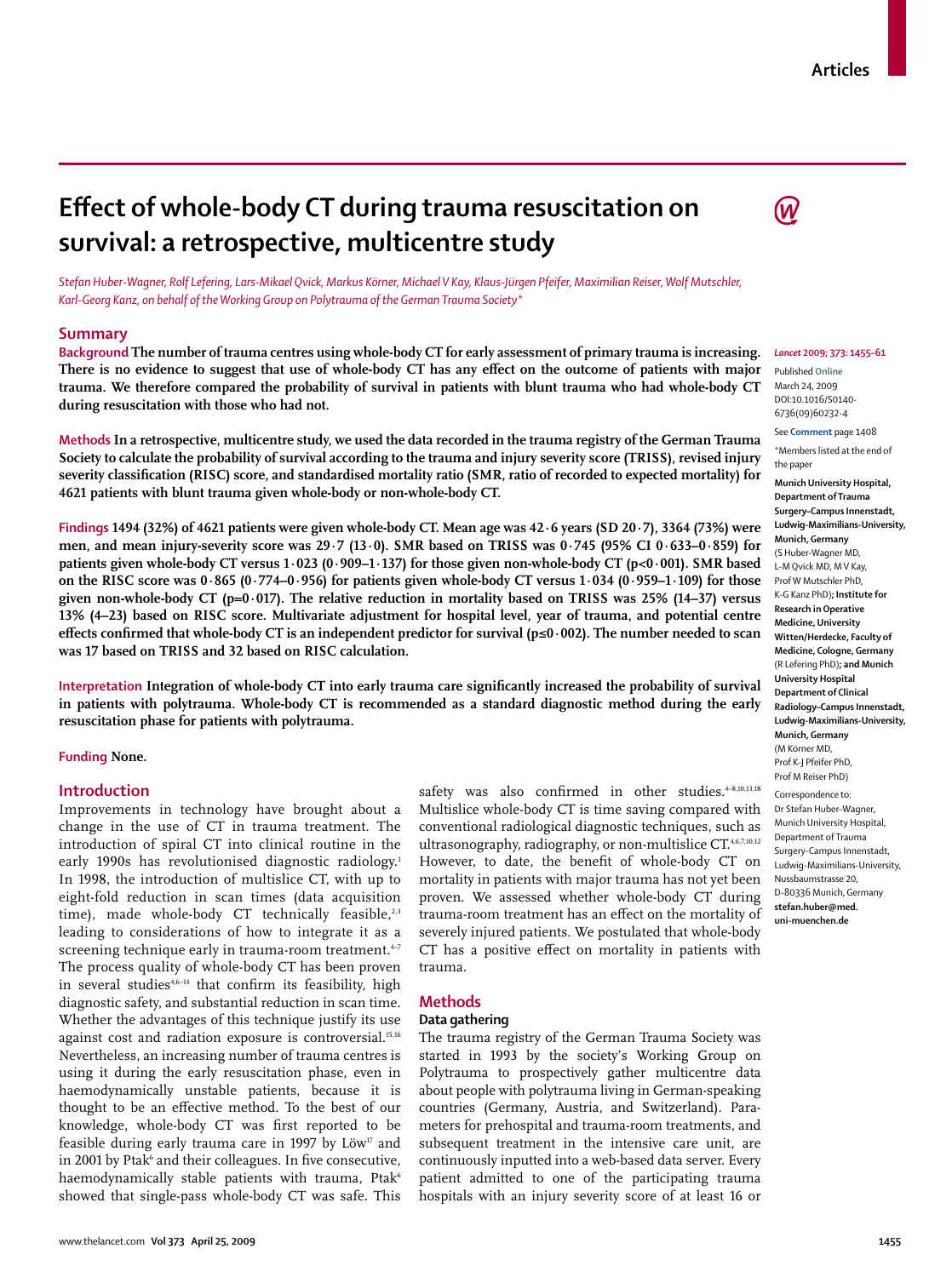# Effect of whole-body CT during trauma resuscitation on survival: a retrospective, multicentre study

*Stefan Huber-Wagner, Rolf Lefering, Lars-Mikael Qvick, Markus Körner, Michael V Kay, Klaus-Jürgen Pfeifer, Maximilian Reiser, Wolf Mutschler, Karl-Georg Kanz, on behalf of the Working Group on Polytrauma of the German Trauma Society\**

*Lancet* 2009; 373: 1455–61

Published Online March 24, 2009 DOI:10.1016/S0140-6736(09)60232-4

See **Comment** page 1408

\*Members listed at the end of the paper

**Munich University Hospital, Department of Trauma Surgery–Campus Innenstadt, Ludwig-Maximilians-University, Munich, Germany** (S Huber-Wagner MD, L-M Qvick MD, M V Kay, Prof W Mutschler PhD, K-G Kanz PhD)**; Institute for Research in Operative Medicine, University Witten/Herdecke, Faculty of Medicine, Cologne, Germany** (R Lefering PhD)**; and Munich University Hospital Department of Clinical Radiology–Campus Innenstadt, Ludwig-Maximilians-University, Munich, Germany** (M Körner MD, Prof K-J Pfeifer PhD, Prof M Reiser PhD)

Correspondence to: Dr Stefan Huber-Wagner, Munich University Hospital, Department of Trauma Surgery-Campus Innenstadt, Ludwig-Maximilians-University, Nussbaumstrasse 20, D-80336 Munich, Germany **stefan.huber@med.uni-muenchen.de**

## Summary

**Background** **The number of trauma centres using whole-body CT for early assessment of primary trauma is increasing. There is no evidence to suggest that use of whole-body CT has any effect on the outcome of patients with major trauma. We therefore compared the probability of survival in patients with blunt trauma who had whole-body CT during resuscitation with those who had not.**

**Methods** **In a retrospective, multicentre study, we used the data recorded in the trauma registry of the German Trauma Society to calculate the probability of survival according to the trauma and injury severity score (TRISS), revised injury severity classification (RISC) score, and standardised mortality ratio (SMR, ratio of recorded to expected mortality) for 4621 patients with blunt trauma given whole-body or non-whole-body CT.**

**Findings** **1494 (32%) of 4621 patients were given whole-body CT. Mean age was 42·6 years (SD 20·7), 3364 (73%) were men, and mean injury-severity score was 29·7 (13·0). SMR based on TRISS was 0·745 (95% CI 0·633–0·859) for patients given whole-body CT versus 1·023 (0·909–1·137) for those given non-whole-body CT (p<0·001). SMR based on the RISC score was 0·865 (0·774–0·956) for patients given whole-body CT versus 1·034 (0·959–1·109) for those given non-whole-body CT (p=0·017). The relative reduction in mortality based on TRISS was 25% (14–37) versus 13% (4–23) based on RISC score. Multivariate adjustment for hospital level, year of trauma, and potential centre effects confirmed that whole-body CT is an independent predictor for survival (p≤0·002). The number needed to scan was 17 based on TRISS and 32 based on RISC calculation.**

**Interpretation** **Integration of whole-body CT into early trauma care significantly increased the probability of survival in patients with polytrauma. Whole-body CT is recommended as a standard diagnostic method during the early resuscitation phase for patients with polytrauma.**

**Funding** **None.**

## Introduction

Improvements in technology have brought about a change in the use of CT in trauma treatment. The introduction of spiral CT into clinical routine in the early 1990s has revolutionised diagnostic radiology.[1] In 1998, the introduction of multislice CT, with up to eight-fold reduction in scan times (data acquisition time), made whole-body CT technically feasible,[2,3] leading to considerations of how to integrate it as a screening technique early in trauma-room treatment.[4–7] The process quality of whole-body CT has been proven in several studies[4,6–14] that confirm its feasibility, high diagnostic safety, and substantial reduction in scan time. Whether the advantages of this technique justify its use against cost and radiation exposure is controversial.[15,16] Nevertheless, an increasing number of trauma centres is using it during the early resuscitation phase, even in haemodynamically unstable patients, because it is thought to be an effective method. To the best of our knowledge, whole-body CT was first reported to be feasible during early trauma care in 1997 by Löw[17] and in 2001 by Ptak[6] and their colleagues. In five consecutive, haemodynamically stable patients with trauma, Ptak[6] showed that single-pass whole-body CT was safe. This safety was also confirmed in other studies.[4–8,10,13,18] Multislice whole-body CT is time saving compared with conventional radiological diagnostic techniques, such as ultrasonography, radiography, or non-multislice CT.[4,6,7,10,12] However, to date, the benefit of whole-body CT on mortality in patients with major trauma has not yet been proven. We assessed whether whole-body CT during trauma-room treatment has an effect on the mortality of severely injured patients. We postulated that whole-body CT has a positive effect on mortality in patients with trauma.

## Methods

### Data gathering

The trauma registry of the German Trauma Society was started in 1993 by the society's Working Group on Polytrauma to prospectively gather multicentre data about people with polytrauma living in German-speaking countries (Germany, Austria, and Switzerland). Parameters for prehospital and trauma-room treatments, and subsequent treatment in the intensive care unit, are continuously inputted into a web-based data server. Every patient admitted to one of the participating trauma hospitals with an injury severity score of at least 16 or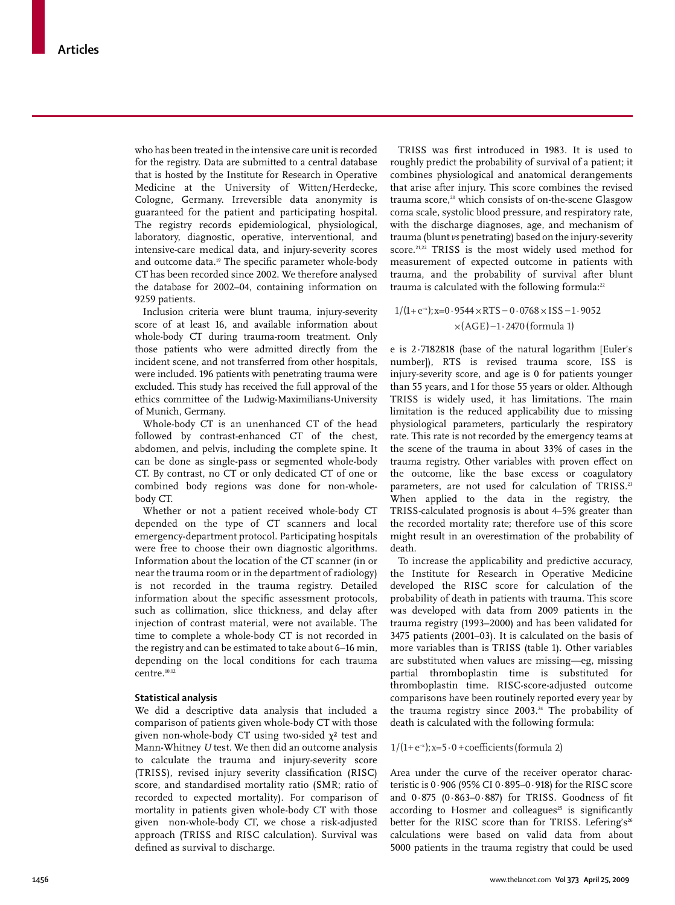who has been treated in the intensive care unit is recorded for the registry. Data are submitted to a central database that is hosted by the Institute for Research in Operative Medicine at the University of Witten/Herdecke, Cologne, Germany. Irreversible data anonymity is guaranteed for the patient and participating hospital. The registry records epidemiological, physiological, laboratory, diagnostic, operative, interventional, and intensive-care medical data, and injury-severity scores and outcome data.[19] The specific parameter whole-body CT has been recorded since 2002. We therefore analysed the database for 2002–04, containing information on 9259 patients.

Inclusion criteria were blunt trauma, injury-severity score of at least 16, and available information about whole-body CT during trauma-room treatment. Only those patients who were admitted directly from the incident scene, and not transferred from other hospitals, were included. 196 patients with penetrating trauma were excluded. This study has received the full approval of the ethics committee of the Ludwig-Maximilians-University of Munich, Germany.

Whole-body CT is an unenhanced CT of the head followed by contrast-enhanced CT of the chest, abdomen, and pelvis, including the complete spine. It can be done as single-pass or segmented whole-body CT. By contrast, no CT or only dedicated CT of one or combined body regions was done for non-whole-body CT.

Whether or not a patient received whole-body CT depended on the type of CT scanners and local emergency-department protocol. Participating hospitals were free to choose their own diagnostic algorithms. Information about the location of the CT scanner (in or near the trauma room or in the department of radiology) is not recorded in the trauma registry. Detailed information about the specific assessment protocols, such as collimation, slice thickness, and delay after injection of contrast material, were not available. The time to complete a whole-body CT is not recorded in the registry and can be estimated to take about 6–16 min, depending on the local conditions for each trauma centre.[10,12]

## Statistical analysis

We did a descriptive data analysis that included a comparison of patients given whole-body CT with those given non-whole-body CT using two-sided $\chi^2$ test and Mann-Whitney *U* test. We then did an outcome analysis to calculate the trauma and injury-severity score (TRISS), revised injury severity classification (RISC) score, and standardised mortality ratio (SMR; ratio of recorded to expected mortality). For comparison of mortality in patients given whole-body CT with those given non-whole-body CT, we chose a risk-adjusted approach (TRISS and RISC calculation). Survival was defined as survival to discharge.

TRISS was first introduced in 1983. It is used to roughly predict the probability of survival of a patient; it combines physiological and anatomical derangements that arise after injury. This score combines the revised trauma score,[20] which consists of on-the-scene Glasgow coma scale, systolic blood pressure, and respiratory rate, with the discharge diagnoses, age, and mechanism of trauma (blunt *vs* penetrating) based on the injury-severity score.[21,22] TRISS is the most widely used method for measurement of expected outcome in patients with trauma, and the probability of survival after blunt trauma is calculated with the following formula:[22]

$$1/(1+e^{-x}); x = 0\cdot9544 \times \text{RTS} - 0\cdot0768 \times \text{ISS} - 1\cdot9052 \times (\text{AGE}) - 1\cdot2470 \text{ (formula 1)}$$

e is 2·7182818 (base of the natural logarithm [Euler's number]), RTS is revised trauma score, ISS is injury-severity score, and age is 0 for patients younger than 55 years, and 1 for those 55 years or older. Although TRISS is widely used, it has limitations. The main limitation is the reduced applicability due to missing physiological parameters, particularly the respiratory rate. This rate is not recorded by the emergency teams at the scene of the trauma in about 33% of cases in the trauma registry. Other variables with proven effect on the outcome, like the base excess or coagulatory parameters, are not used for calculation of TRISS.[23] When applied to the data in the registry, the TRISS-calculated prognosis is about 4–5% greater than the recorded mortality rate; therefore use of this score might result in an overestimation of the probability of death.

To increase the applicability and predictive accuracy, the Institute for Research in Operative Medicine developed the RISC score for calculation of the probability of death in patients with trauma. This score was developed with data from 2009 patients in the trauma registry (1993–2000) and has been validated for 3475 patients (2001–03). It is calculated on the basis of more variables than is TRISS (table 1). Other variables are substituted when values are missing—eg, missing partial thromboplastin time is substituted for thromboplastin time. RISC-score-adjusted outcome comparisons have been routinely reported every year by the trauma registry since 2003.[24] The probability of death is calculated with the following formula:

$$1/(1+e^{-x}); x = 5\cdot0 + \text{coefficients (formula 2)}$$

Area under the curve of the receiver operator characteristic is 0·906 (95% CI 0·895–0·918) for the RISC score and 0·875 (0·863–0·887) for TRISS. Goodness of fit according to Hosmer and colleagues[25] is significantly better for the RISC score than for TRISS. Lefering's[26] calculations were based on valid data from about 5000 patients in the trauma registry that could be used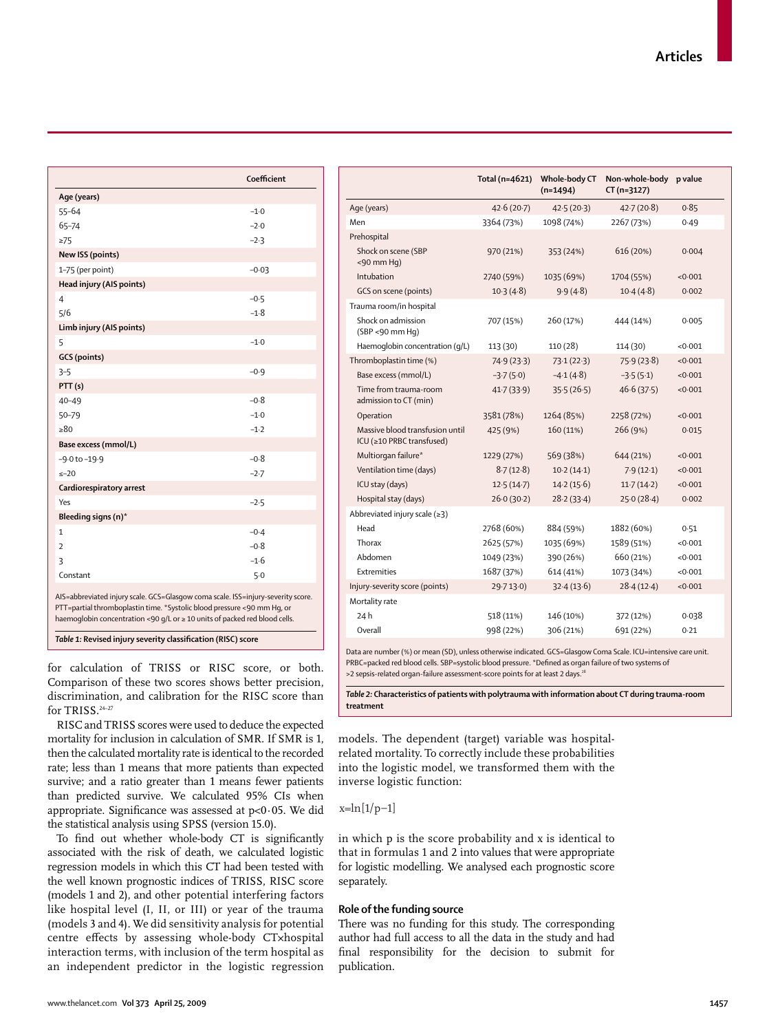| | Coefficient |
|---|---|
| **Age (years)** | |
| 55–64 | −1·0 |
| 65–74 | −2·0 |
| ≥75 | −2·3 |
| **New ISS (points)** | |
| 1–75 (per point) | −0·03 |
| **Head injury (AIS points)** | |
| 4 | −0·5 |
| 5/6 | −1·8 |
| **Limb injury (AIS points)** | |
| 5 | −1·0 |
| **GCS (points)** | |
| 3–5 | −0·9 |
| **PTT (s)** | |
| 40–49 | −0·8 |
| 50–79 | −1·0 |
| ≥80 | −1·2 |
| **Base excess (mmol/L)** | |
| −9·0 to −19·9 | −0·8 |
| ≤−20 | −2·7 |
| **Cardiorespiratory arrest** | |
| Yes | −2·5 |
| **Bleeding signs (n)*** | |
| 1 | −0·4 |
| 2 | −0·8 |
| 3 | −1·6 |
| Constant | 5·0 |

AIS=abbreviated injury scale. GCS=Glasgow coma scale. ISS=injury-severity score. PTT=partial thromboplastin time. *Systolic blood pressure <90 mm Hg, or haemoglobin concentration <90 g/L or ≥ 10 units of packed red blood cells.

*Table 1:* **Revised injury severity classification (RISC) score**

for calculation of TRISS or RISC score, or both. Comparison of these two scores shows better precision, discrimination, and calibration for the RISC score than for TRISS.[24–27]

RISC and TRISS scores were used to deduce the expected mortality for inclusion in calculation of SMR. If SMR is 1, then the calculated mortality rate is identical to the recorded rate; less than 1 means that more patients than expected survive; and a ratio greater than 1 means fewer patients than predicted survive. We calculated 95% CIs when appropriate. Significance was assessed at $p<0·05$. We did the statistical analysis using SPSS (version 15.0).

To find out whether whole-body CT is significantly associated with the risk of death, we calculated logistic regression models in which this CT had been tested with the well known prognostic indices of TRISS, RISC score (models 1 and 2), and other potential interfering factors like hospital level (I, II, or III) or year of the trauma (models 3 and 4). We did sensitivity analysis for potential centre effects by assessing whole-body CT×hospital interaction terms, with inclusion of the term hospital as an independent predictor in the logistic regression models. The dependent (target) variable was hospital-related mortality. To correctly include these probabilities into the logistic model, we transformed them with the inverse logistic function:

$$x=\ln[1/p-1]$$

in which p is the score probability and x is identical to that in formulas 1 and 2 into values that were appropriate for logistic modelling. We analysed each prognostic score separately.

| | Total (n=4621) | Whole-body CT (n=1494) | Non-whole-body CT (n=3127) | p value |
|---|---|---|---|---|
| Age (years) | 42·6 (20·7) | 42·5 (20·3) | 42·7 (20·8) | 0·85 |
| Men | 3364 (73%) | 1098 (74%) | 2267 (73%) | 0·49 |
| Prehospital | | | | |
| Shock on scene (SBP <90 mm Hg) | 970 (21%) | 353 (24%) | 616 (20%) | 0·004 |
| Intubation | 2740 (59%) | 1035 (69%) | 1704 (55%) | <0·001 |
| GCS on scene (points) | 10·3 (4·8) | 9·9 (4·8) | 10·4 (4·8) | 0·002 |
| Trauma room/in hospital | | | | |
| Shock on admission (SBP <90 mm Hg) | 707 (15%) | 260 (17%) | 444 (14%) | 0·005 |
| Haemoglobin concentration (g/L) | 113 (30) | 110 (28) | 114 (30) | <0·001 |
| Thromboplastin time (%) | 74·9 (23·3) | 73·1 (22·3) | 75·9 (23·8) | <0·001 |
| Base excess (mmol/L) | −3·7 (5·0) | −4·1 (4·8) | −3·5 (5·1) | <0·001 |
| Time from trauma-room admission to CT (min) | 41·7 (33·9) | 35·5 (26·5) | 46·6 (37·5) | <0·001 |
| Operation | 3581 (78%) | 1264 (85%) | 2258 (72%) | <0·001 |
| Massive blood transfusion until ICU (≥10 PRBC transfused) | 425 (9%) | 160 (11%) | 266 (9%) | 0·015 |
| Multiorgan failure* | 1229 (27%) | 569 (38%) | 644 (21%) | <0·001 |
| Ventilation time (days) | 8·7 (12·8) | 10·2 (14·1) | 7·9 (12·1) | <0·001 |
| ICU stay (days) | 12·5 (14·7) | 14·2 (15·6) | 11·7 (14·2) | <0·001 |
| Hospital stay (days) | 26·0 (30·2) | 28·2 (33·4) | 25·0 (28·4) | 0·002 |
| Abbreviated injury scale (≥3) | | | | |
| Head | 2768 (60%) | 884 (59%) | 1882 (60%) | 0·51 |
| Thorax | 2625 (57%) | 1035 (69%) | 1589 (51%) | <0·001 |
| Abdomen | 1049 (23%) | 390 (26%) | 660 (21%) | <0·001 |
| Extremities | 1687 (37%) | 614 (41%) | 1073 (34%) | <0·001 |
| Injury-severity score (points) | 29·7 13·0) | 32·4 (13·6) | 28·4 (12·4) | <0·001 |
| Mortality rate | | | | |
| 24 h | 518 (11%) | 146 (10%) | 372 (12%) | 0·038 |
| Overall | 998 (22%) | 306 (21%) | 691 (22%) | 0·21 |

Data are number (%) or mean (SD), unless otherwise indicated. GCS=Glasgow Coma Scale. ICU=intensive care unit. PRBC=packed red blood cells. SBP=systolic blood pressure. *Defined as organ failure of two systems of >2 sepsis-related organ-failure assessment-score points for at least 2 days.[28]

*Table 2:* **Characteristics of patients with polytrauma with information about CT during trauma-room treatment**

## Role of the funding source

There was no funding for this study. The corresponding author had full access to all the data in the study and had final responsibility for the decision to submit for publication.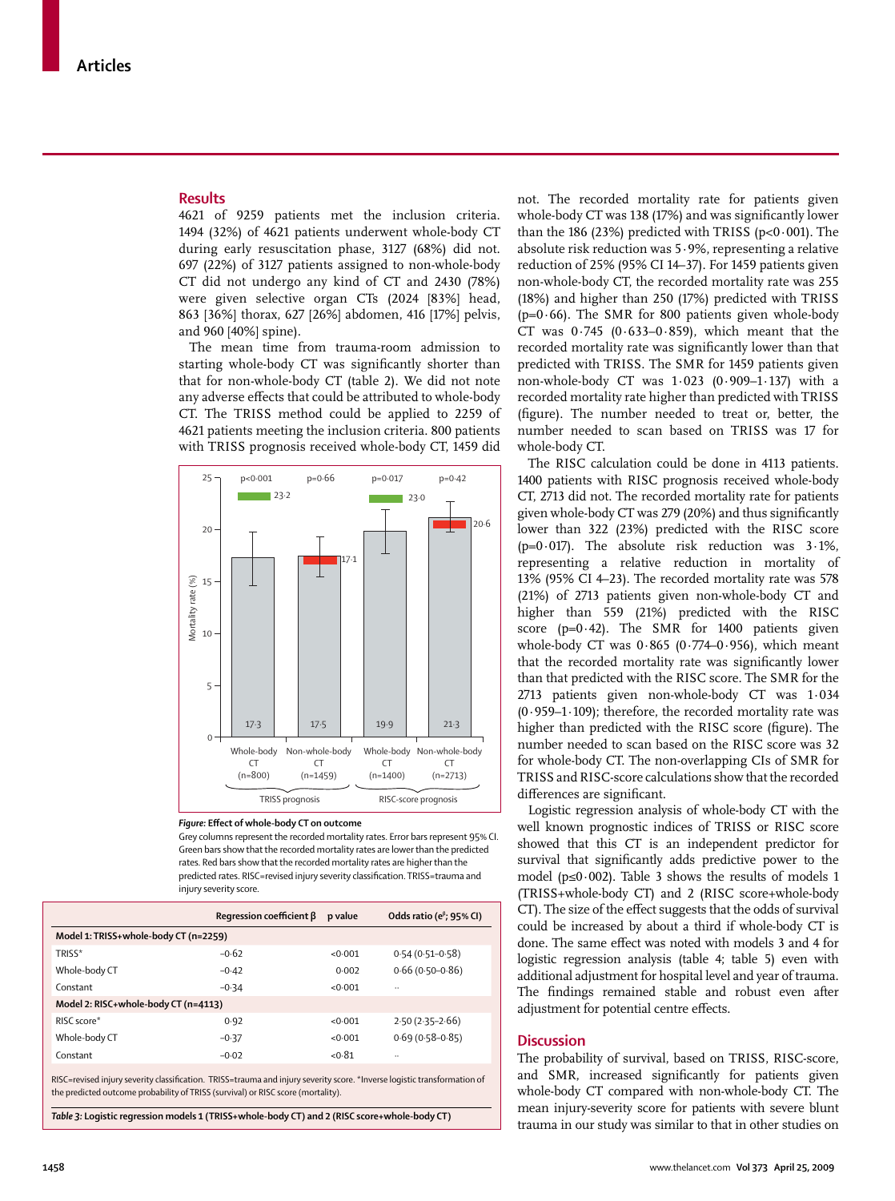## Results

4621 of 9259 patients met the inclusion criteria. 1494 (32%) of 4621 patients underwent whole-body CT during early resuscitation phase, 3127 (68%) did not. 697 (22%) of 3127 patients assigned to non-whole-body CT did not undergo any kind of CT and 2430 (78%) were given selective organ CTs (2024 [83%] head, 863 [36%] thorax, 627 [26%] abdomen, 416 [17%] pelvis, and 960 [40%] spine).

The mean time from trauma-room admission to starting whole-body CT was significantly shorter than that for non-whole-body CT (table 2). We did not note any adverse effects that could be attributed to whole-body CT. The TRISS method could be applied to 2259 of 4621 patients meeting the inclusion criteria. 800 patients with TRISS prognosis received whole-body CT, 1459 did not. The recorded mortality rate for patients given whole-body CT was 138 (17%) and was significantly lower than the 186 (23%) predicted with TRISS (p<0·001). The absolute risk reduction was 5·9%, representing a relative reduction of 25% (95% CI 14–37). For 1459 patients given non-whole-body CT, the recorded mortality rate was 255 (18%) and higher than 250 (17%) predicted with TRISS (p=0·66). The SMR for 800 patients given whole-body CT was 0·745 (0·633–0·859), which meant that the recorded mortality rate was significantly lower than that predicted with TRISS. The SMR for 1459 patients given non-whole-body CT was 1·023 (0·909–1·137) with a recorded mortality rate higher than predicted with TRISS (figure). The number needed to treat or, better, the number needed to scan based on TRISS was 17 for whole-body CT.

The RISC calculation could be done in 4113 patients. 1400 patients with RISC prognosis received whole-body CT, 2713 did not. The recorded mortality rate for patients given whole-body CT was 279 (20%) and thus significantly lower than 322 (23%) predicted with the RISC score (p=0·017). The absolute risk reduction was 3·1%, representing a relative reduction in mortality of 13% (95% CI 4–23). The recorded mortality rate was 578 (21%) of 2713 patients given non-whole-body CT and higher than 559 (21%) predicted with the RISC score (p=0·42). The SMR for 1400 patients given whole-body CT was 0·865 (0·774–0·956), which meant that the recorded mortality rate was significantly lower than that predicted with the RISC score. The SMR for the 2713 patients given non-whole-body CT was 1·034 (0·959–1·109); therefore, the recorded mortality rate was higher than predicted with the RISC score (figure). The number needed to scan based on the RISC score was 32 for whole-body CT. The non-overlapping CIs of SMR for TRISS and RISC-score calculations show that the recorded differences are significant.

Logistic regression analysis of whole-body CT with the well known prognostic indices of TRISS or RISC score showed that this CT is an independent predictor for survival that significantly adds predictive power to the model (p≤0·002). Table 3 shows the results of models 1 (TRISS+whole-body CT) and 2 (RISC score+whole-body CT). The size of the effect suggests that the odds of survival could be increased by about a third if whole-body CT is done. The same effect was noted with models 3 and 4 for logistic regression analysis (table 4; table 5) even with additional adjustment for hospital level and year of trauma. The findings remained stable and robust even after adjustment for potential centre effects.

| Group | Whole-body CT (n=800) | Non-whole-body CT (n=1459) | Whole-body CT (n=1400) | Non-whole-body CT (n=2713) |
|---|---|---|---|---|
| Prognosis | TRISS prognosis | TRISS prognosis | RISC-score prognosis | RISC-score prognosis |
| Recorded mortality rate (%) | 17·3 | 17·5 | 19·9 | 21·3 |
| Predicted mortality rate (%) | 23·2 | 17·1 | 23·0 | 20·6 |
| p value | p<0·001 | p=0·66 | p=0·017 | p=0·42 |

*Figure:* **Effect of whole-body CT on outcome**

Grey columns represent the recorded mortality rates. Error bars represent 95% CI. Green bars show that the recorded mortality rates are lower than the predicted rates. Red bars show that the recorded mortality rates are higher than the predicted rates. RISC=revised injury severity classification. TRISS=trauma and injury severity score.

| | Regression coefficient β | p value | Odds ratio ($e^{\beta}$; 95% CI) |
|---|---|---|---|
| **Model 1: TRISS+whole-body CT (n=2259)** | | | |
| TRISS* | −0·62 | <0·001 | 0·54 (0·51–0·58) |
| Whole-body CT | −0·42 | 0·002 | 0·66 (0·50–0·86) |
| Constant | −0·34 | <0·001 | .. |
| **Model 2: RISC+whole-body CT (n=4113)** | | | |
| RISC score* | 0·92 | <0·001 | 2·50 (2·35–2·66) |
| Whole-body CT | −0·37 | <0·001 | 0·69 (0·58–0·85) |
| Constant | −0·02 | <0·81 | .. |

RISC=revised injury severity classification. TRISS=trauma and injury severity score. *Inverse logistic transformation of the predicted outcome probability of TRISS (survival) or RISC score (mortality).

*Table 3:* **Logistic regression models 1 (TRISS+whole-body CT) and 2 (RISC score+whole-body CT)**

## Discussion

The probability of survival, based on TRISS, RISC-score, and SMR, increased significantly for patients given whole-body CT compared with non-whole-body CT. The mean injury-severity score for patients with severe blunt trauma in our study was similar to that in other studies on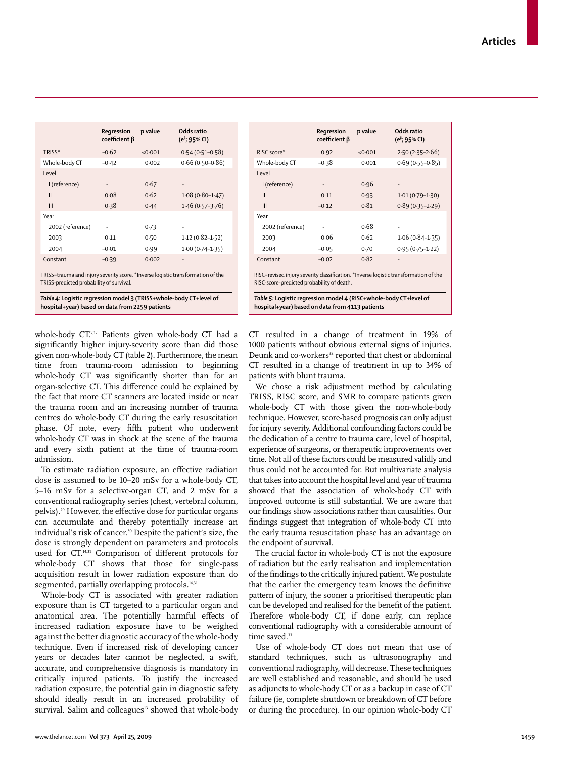| | Regression coefficient β | p value | Odds ratio ($e^{\beta}$; 95% CI) |
|---|---|---|---|
| TRISS* | −0·62 | <0·001 | 0·54 (0·51–0·58) |
| Whole-body CT | −0·42 | 0·002 | 0·66 (0·50–0·86) |
| Level | | | |
| I (reference) | .. | 0·67 | .. |
| II | 0·08 | 0·62 | 1·08 (0·80–1·47) |
| III | 0·38 | 0·44 | 1·46 (0·57–3·76) |
| Year | | | |
| 2002 (reference) | .. | 0·73 | .. |
| 2003 | 0·11 | 0·50 | 1·12 (0·82–1·52) |
| 2004 | −0·01 | 0·99 | 1·00 (0·74–1·35) |
| Constant | −0·39 | 0·002 | .. |

TRISS=trauma and injury severity score. *Inverse logistic transformation of the TRISS-predicted probability of survival.

*Table 4:* **Logistic regression model 3 (TRISS+whole-body CT+level of hospital+year) based on data from 2259 patients**

| | Regression coefficient β | p value | Odds ratio ($e^{\beta}$; 95% CI) |
|---|---|---|---|
| RISC score* | 0·92 | <0·001 | 2·50 (2·35–2·66) |
| Whole-body CT | −0·38 | 0·001 | 0·69 (0·55–0·85) |
| Level | | | |
| I (reference) | .. | 0·96 | .. |
| II | 0·11 | 0·93 | 1·01 (0·79–1·30) |
| III | −0·12 | 0·81 | 0·89 (0·35–2·29) |
| Year | | | |
| 2002 (reference) | .. | 0·68 | .. |
| 2003 | 0·06 | 0·62 | 1·06 (0·84–1·35) |
| 2004 | −0·05 | 0·70 | 0·95 (0·75–1·22) |
| Constant | −0·02 | 0·82 | .. |

RISC=revised injury severity classification. *Inverse logistic transformation of the RISC-score-predicted probability of death.

*Table 5:* **Logistic regression model 4 (RISC+whole-body CT+level of hospital+year) based on data from 4113 patients**

whole-body CT.[7,12] Patients given whole-body CT had a significantly higher injury-severity score than did those given non-whole-body CT (table 2). Furthermore, the mean time from trauma-room admission to beginning whole-body CT was significantly shorter than for an organ-selective CT. This difference could be explained by the fact that more CT scanners are located inside or near the trauma room and an increasing number of trauma centres do whole-body CT during the early resuscitation phase. Of note, every fifth patient who underwent whole-body CT was in shock at the scene of the trauma and every sixth patient at the time of trauma-room admission.

To estimate radiation exposure, an effective radiation dose is assumed to be 10–20 mSv for a whole-body CT, 5–16 mSv for a selective-organ CT, and 2 mSv for a conventional radiography series (chest, vertebral column, pelvis).[29] However, the effective dose for particular organs can accumulate and thereby potentially increase an individual's risk of cancer.[30] Despite the patient's size, the dose is strongly dependent on parameters and protocols used for CT.[14,31] Comparison of different protocols for whole-body CT shows that those for single-pass acquisition result in lower radiation exposure than do segmented, partially overlapping protocols.[14,31]

Whole-body CT is associated with greater radiation exposure than is CT targeted to a particular organ and anatomical area. The potentially harmful effects of increased radiation exposure have to be weighed against the better diagnostic accuracy of the whole-body technique. Even if increased risk of developing cancer years or decades later cannot be neglected, a swift, accurate, and comprehensive diagnosis is mandatory in critically injured patients. To justify the increased radiation exposure, the potential gain in diagnostic safety should ideally result in an increased probability of survival. Salim and colleagues[13] showed that whole-body CT resulted in a change of treatment in 19% of 1000 patients without obvious external signs of injuries. Deunk and co-workers[32] reported that chest or abdominal CT resulted in a change of treatment in up to 34% of patients with blunt trauma.

We chose a risk adjustment method by calculating TRISS, RISC score, and SMR to compare patients given whole-body CT with those given the non-whole-body technique. However, score-based prognosis can only adjust for injury severity. Additional confounding factors could be the dedication of a centre to trauma care, level of hospital, experience of surgeons, or therapeutic improvements over time. Not all of these factors could be measured validly and thus could not be accounted for. But multivariate analysis that takes into account the hospital level and year of trauma showed that the association of whole-body CT with improved outcome is still substantial. We are aware that our findings show associations rather than causalities. Our findings suggest that integration of whole-body CT into the early trauma resuscitation phase has an advantage on the endpoint of survival.

The crucial factor in whole-body CT is not the exposure of radiation but the early realisation and implementation of the findings to the critically injured patient. We postulate that the earlier the emergency team knows the definitive pattern of injury, the sooner a prioritised therapeutic plan can be developed and realised for the benefit of the patient. Therefore whole-body CT, if done early, can replace conventional radiography with a considerable amount of time saved.[33]

Use of whole-body CT does not mean that use of standard techniques, such as ultrasonography and conventional radiography, will decrease. These techniques are well established and reasonable, and should be used as adjuncts to whole-body CT or as a backup in case of CT failure (ie, complete shutdown or breakdown of CT before or during the procedure). In our opinion whole-body CT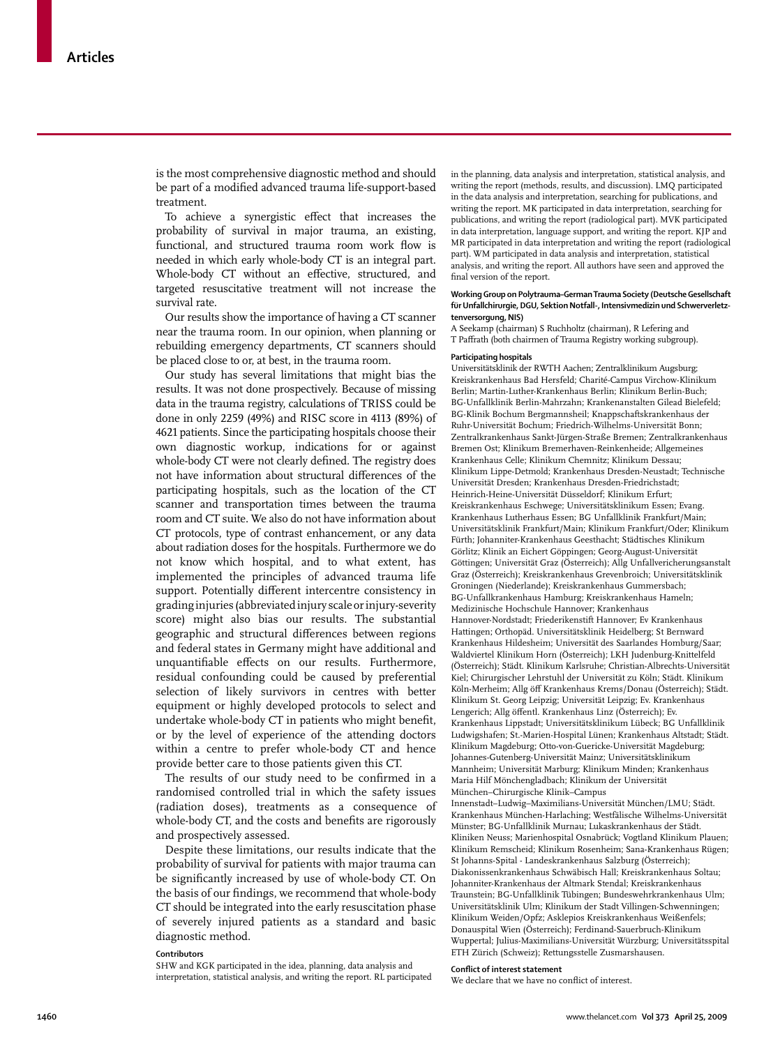is the most comprehensive diagnostic method and should be part of a modified advanced trauma life-support-based treatment.

To achieve a synergistic effect that increases the probability of survival in major trauma, an existing, functional, and structured trauma room work flow is needed in which early whole-body CT is an integral part. Whole-body CT without an effective, structured, and targeted resuscitative treatment will not increase the survival rate.

Our results show the importance of having a CT scanner near the trauma room. In our opinion, when planning or rebuilding emergency departments, CT scanners should be placed close to or, at best, in the trauma room.

Our study has several limitations that might bias the results. It was not done prospectively. Because of missing data in the trauma registry, calculations of TRISS could be done in only 2259 (49%) and RISC score in 4113 (89%) of 4621 patients. Since the participating hospitals choose their own diagnostic workup, indications for or against whole-body CT were not clearly defined. The registry does not have information about structural differences of the participating hospitals, such as the location of the CT scanner and transportation times between the trauma room and CT suite. We also do not have information about CT protocols, type of contrast enhancement, or any data about radiation doses for the hospitals. Furthermore we do not know which hospital, and to what extent, has implemented the principles of advanced trauma life support. Potentially different intercentre consistency in grading injuries (abbreviated injury scale or injury-severity score) might also bias our results. The substantial geographic and structural differences between regions and federal states in Germany might have additional and unquantifiable effects on our results. Furthermore, residual confounding could be caused by preferential selection of likely survivors in centres with better equipment or highly developed protocols to select and undertake whole-body CT in patients who might benefit, or by the level of experience of the attending doctors within a centre to prefer whole-body CT and hence provide better care to those patients given this CT.

The results of our study need to be confirmed in a randomised controlled trial in which the safety issues (radiation doses), treatments as a consequence of whole-body CT, and the costs and benefits are rigorously and prospectively assessed.

Despite these limitations, our results indicate that the probability of survival for patients with major trauma can be significantly increased by use of whole-body CT. On the basis of our findings, we recommend that whole-body CT should be integrated into the early resuscitation phase of severely injured patients as a standard and basic diagnostic method.

#### Contributors

SHW and KGK participated in the idea, planning, data analysis and interpretation, statistical analysis, and writing the report. RL participated in the planning, data analysis and interpretation, statistical analysis, and writing the report (methods, results, and discussion). LMQ participated in the data analysis and interpretation, searching for publications, and writing the report. MK participated in data interpretation, searching for publications, and writing the report (radiological part). MVK participated in data interpretation, language support, and writing the report. KJP and MR participated in data interpretation and writing the report (radiological part). WM participated in data analysis and interpretation, statistical analysis, and writing the report. All authors have seen and approved the final version of the report.

#### Working Group on Polytrauma–German Trauma Society (Deutsche Gesellschaft für Unfallchirurgie, DGU, Sektion Notfall-, Intensivmedizin und Schwerverletztenversorgung, NIS)

A Seekamp (chairman) S Ruchholtz (chairman), R Lefering and T Paffrath (both chairmen of Trauma Registry working subgroup).

#### Participating hospitals

Universitätsklinik der RWTH Aachen; Zentralklinikum Augsburg; Kreiskrankenhaus Bad Hersfeld; Charité-Campus Virchow-Klinikum Berlin; Martin-Luther-Krankenhaus Berlin; Klinikum Berlin-Buch; BG-Unfallklinik Berlin-Mahrzahn; Krankenanstalten Gilead Bielefeld; BG-Klinik Bochum Bergmannsheil; Knappschaftskrankenhaus der Ruhr-Universität Bochum; Friedrich-Wilhelms-Universität Bonn; Zentralkrankenhaus Sankt-Jürgen-Straße Bremen; Zentralkrankenhaus Bremen Ost; Klinikum Bremerhaven-Reinkenheide; Allgemeines Krankenhaus Celle; Klinikum Chemnitz; Klinikum Dessau; Klinikum Lippe-Detmold; Krankenhaus Dresden-Neustadt; Technische Universität Dresden; Krankenhaus Dresden-Friedrichstadt; Heinrich-Heine-Universität Düsseldorf; Klinikum Erfurt; Kreiskrankenhaus Eschwege; Universitätsklinikum Essen; Evang. Krankenhaus Lutherhaus Essen; BG Unfallklinik Frankfurt/Main; Universitätsklinik Frankfurt/Main; Klinikum Frankfurt/Oder; Klinikum Fürth; Johanniter-Krankenhaus Geesthacht; Städtisches Klinikum Görlitz; Klinik an Eichert Göppingen; Georg-August-Universität Göttingen; Universität Graz (Österreich); Allg Unfallvericherungsanstalt Graz (Österreich); Kreiskrankenhaus Grevenbroich; Universitätsklinik Groningen (Niederlande); Kreiskrankenhaus Gummersbach; BG-Unfallkrankenhaus Hamburg; Kreiskrankenhaus Hameln; Medizinische Hochschule Hannover; Krankenhaus Hannover-Nordstadt; Friederikenstift Hannover; Ev Krankenhaus Hattingen; Orthopäd. Universitätsklinik Heidelberg; St Bernward Krankenhaus Hildesheim; Universität des Saarlandes Homburg/Saar; Waldviertel Klinikum Horn (Österreich); LKH Judenburg-Knittelfeld (Österreich); Städt. Klinikum Karlsruhe; Christian-Albrechts-Universität Kiel; Chirurgischer Lehrstuhl der Universität zu Köln; Städt. Klinikum Köln-Merheim; Allg öff Krankenhaus Krems/Donau (Österreich); Städt. Klinikum St. Georg Leipzig; Universität Leipzig; Ev. Krankenhaus Lengerich; Allg öffentl. Krankenhaus Linz (Österreich); Ev. Krankenhaus Lippstadt; Universitätsklinikum Lübeck; BG Unfallklinik Ludwigshafen; St.-Marien-Hospital Lünen; Krankenhaus Altstadt; Städt. Klinikum Magdeburg; Otto-von-Guericke-Universität Magdeburg; Johannes-Gutenberg-Universität Mainz; Universitätsklinikum Mannheim; Universität Marburg; Klinikum Minden; Krankenhaus Maria Hilf Mönchengladbach; Klinikum der Universität München–Chirurgische Klinik–Campus Innenstadt–Ludwig–Maximilians-Universität München/LMU; Städt. Krankenhaus München-Harlaching; Westfälische Wilhelms-Universität Münster; BG-Unfallklinik Murnau; Lukaskrankenhaus der Städt. Kliniken Neuss; Marienhospital Osnabrück; Vogtland Klinikum Plauen; Klinikum Remscheid; Klinikum Rosenheim; Sana-Krankenhaus Rügen; St Johanns-Spital - Landeskrankenhaus Salzburg (Österreich); Diakonissenkrankenhaus Schwäbisch Hall; Kreiskrankenhaus Soltau; Johanniter-Krankenhaus der Altmark Stendal; Kreiskrankenhaus Traunstein; BG-Unfallklinik Tübingen; Bundeswehrkrankenhaus Ulm; Universitätsklinik Ulm; Klinikum der Stadt Villingen-Schwenningen; Klinikum Weiden/Opfz; Asklepios Kreiskrankenhaus Weißenfels; Donauspital Wien (Österreich); Ferdinand-Sauerbruch-Klinikum Wuppertal; Julius-Maximilians-Universität Würzburg; Universitätsspital ETH Zürich (Schweiz); Rettungsstelle Zusmarshausen.

#### Conflict of interest statement

We declare that we have no conflict of interest.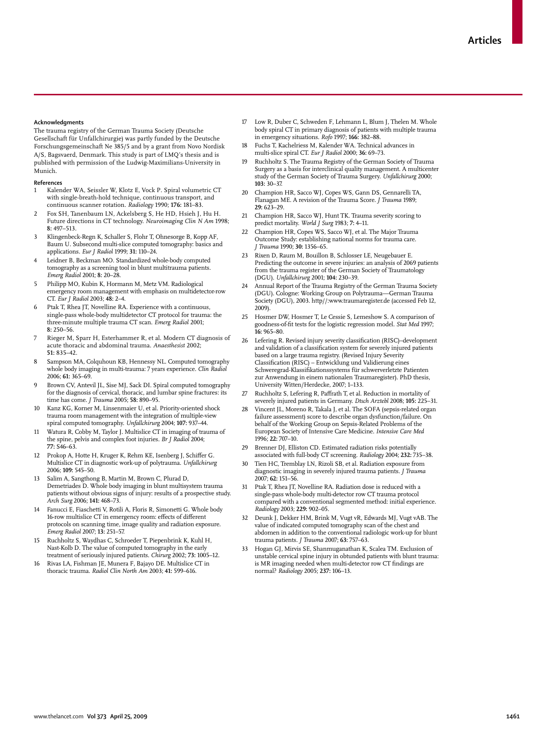#### Acknowledgments

The trauma registry of the German Trauma Society (Deutsche Gesellschaft für Unfallchirurgie) was partly funded by the Deutsche Forschungsgemeinschaft Ne 385/5 and by a grant from Novo Nordisk A/S, Bagsvaerd, Denmark. This study is part of LMQ's thesis and is published with permission of the Ludwig-Maximilians-University in Munich.

#### References

1. Kalender WA, Seissler W, Klotz E, Vock P. Spiral volumetric CT with single-breath-hold technique, continuous transport, and continuous scanner rotation. *Radiology* 1990; **176:** 181–83.
2. Fox SH, Tanenbaum LN, Ackelsberg S, He HD, Hsieh J, Hu H. Future directions in CT technology. *Neuroimaging Clin N Am* 1998; **8:** 497–513.
3. Klingenbeck-Regn K, Schaller S, Flohr T, Ohnesorge B, Kopp AF, Baum U. Subsecond multi-slice computed tomography: basics and applications. *Eur J Radiol* 1999; **31:** 110–24.
4. Leidner B, Beckman MO. Standardized whole-body computed tomography as a screening tool in blunt multitrauma patients. *Emerg Radiol* 2001; **8:** 20–28.
5. Philipp MO, Kubin K, Hormann M, Metz VM. Radiological emergency room management with emphasis on multidetector-row CT. *Eur J Radiol* 2003; **48:** 2–4.
6. Ptak T, Rhea JT, Novelline RA. Experience with a continuous, single-pass whole-body multidetector CT protocol for trauma: the three-minute multiple trauma CT scan. *Emerg Radiol* 2001; **8:** 250–56.
7. Rieger M, Sparr H, Esterhammer R, et al. Modern CT diagnosis of acute thoracic and abdominal trauma. *Anaesthesist* 2002; **51:** 835–42.
8. Sampson MA, Colquhoun KB, Hennessy NL. Computed tomography whole body imaging in multi-trauma: 7 years experience. *Clin Radiol* 2006; **61:** 365–69.
9. Brown CV, Antevil JL, Sise MJ, Sack DI. Spiral computed tomography for the diagnosis of cervical, thoracic, and lumbar spine fractures: its time has come. *J Trauma* 2005; **58:** 890–95.
10. Kanz KG, Korner M, Linsenmaier U, et al. Priority-oriented shock trauma room management with the integration of multiple-view spiral computed tomography. *Unfallchirurg* 2004; **107:** 937–44.
11. Watura R, Cobby M, Taylor J. Multislice CT in imaging of trauma of the spine, pelvis and complex foot injuries. *Br J Radiol* 2004; **77:** S46–63.
12. Prokop A, Hotte H, Kruger K, Rehm KE, Isenberg J, Schiffer G. Multislice CT in diagnostic work-up of polytrauma. *Unfallchirurg* 2006; **109:** 545–50.
13. Salim A, Sangthong B, Martin M, Brown C, Plurad D, Demetriades D. Whole body imaging in blunt multisystem trauma patients without obvious signs of injury: results of a prospective study. *Arch Surg* 2006; **141:** 468–73.
14. Fanucci E, Fiaschetti V, Rotili A, Floris R, Simonetti G. Whole body 16-row multislice CT in emergency room: effects of different protocols on scanning time, image quality and radiation exposure. *Emerg Radiol* 2007; **13:** 251–57.
15. Ruchholtz S, Waydhas C, Schroeder T, Piepenbrink K, Kuhl H, Nast-Kolb D. The value of computed tomography in the early treatment of seriously injured patients. *Chirurg* 2002; **73:** 1005–12.
16. Rivas LA, Fishman JE, Munera F, Bajayo DE. Multislice CT in thoracic trauma. *Radiol Clin North Am* 2003; **41:** 599–616.
17. Low R, Duber C, Schweden F, Lehmann L, Blum J, Thelen M. Whole body spiral CT in primary diagnosis of patients with multiple trauma in emergency situations. *Rofo* 1997; **166:** 382–88.
18. Fuchs T, Kachelriess M, Kalender WA. Technical advances in multi-slice spiral CT. *Eur J Radiol* 2000; **36:** 69–73.
19. Ruchholtz S. The Trauma Registry of the German Society of Trauma Surgery as a basis for interclinical quality management. A multicenter study of the German Society of Trauma Surgery. *Unfallchirurg* 2000; **103:** 30–37.
20. Champion HR, Sacco WJ, Copes WS, Gann DS, Gennarelli TA, Flanagan ME. A revision of the Trauma Score. *J Trauma* 1989; **29:** 623–29.
21. Champion HR, Sacco WJ, Hunt TK. Trauma severity scoring to predict mortality. *World J Surg* 1983; **7:** 4–11.
22. Champion HR, Copes WS, Sacco WJ, et al. The Major Trauma Outcome Study: establishing national norms for trauma care. *J Trauma* 1990; **30:** 1356–65.
23. Rixen D, Raum M, Bouillon B, Schlosser LE, Neugebauer E. Predicting the outcome in severe injuries: an analysis of 2069 patients from the trauma register of the German Society of Traumatology (DGU). *Unfallchirurg* 2001; **104:** 230–39.
24. Annual Report of the Trauma Registry of the German Trauma Society (DGU). Cologne: Working Group on Polytrauma—German Trauma Society (DGU), 2003. http//:www.traumaregister.de (accessed Feb 12, 2009).
25. Hosmer DW, Hosmer T, Le Cessie S, Lemeshow S. A comparison of goodness-of-fit tests for the logistic regression model. *Stat Med* 1997; **16:** 965–80.
26. Lefering R. Revised injury severity classification (RISC)–development and validation of a classification system for severely injured patients based on a large trauma registry. (Revised Injury Severity Classification (RISC) – Entwicklung und Validierung eines Schweregrad-Klassifikationssystems für schwerverletzte Patienten zur Anwendung in einem nationalen Traumaregister). PhD thesis, University Witten/Herdecke, 2007; 1–133.
27. Ruchholtz S, Lefering R, Paffrath T, et al. Reduction in mortality of severely injured patients in Germany. *Dtsch Arztebl* 2008; **105:** 225–31.
28. Vincent JL, Moreno R, Takala J, et al. The SOFA (sepsis-related organ failure assessment) score to describe organ dysfunction/failure. On behalf of the Working Group on Sepsis-Related Problems of the European Society of Intensive Care Medicine. *Intensive Care Med* 1996; **22:** 707–10.
29. Brenner DJ, Elliston CD. Estimated radiation risks potentially associated with full-body CT screening. *Radiology* 2004; **232:** 735–38.
30. Tien HC, Tremblay LN, Rizoli SB, et al. Radiation exposure from diagnostic imaging in severely injured trauma patients. *J Trauma* 2007; **62:** 151–56.
31. Ptak T, Rhea JT, Novelline RA. Radiation dose is reduced with a single-pass whole-body multi-detector row CT trauma protocol compared with a conventional segmented method: initial experience. *Radiology* 2003; **229:** 902–05.
32. Deunk J, Dekker HM, Brink M, Vugt vR, Edwards MJ, Vugt vAB. The value of indicated computed tomography scan of the chest and abdomen in addition to the conventional radiologic work-up for blunt trauma patients. *J Trauma* 2007; **63:** 757–63.
33. Hogan GJ, Mirvis SE, Shanmuganathan K, Scalea TM. Exclusion of unstable cervical spine injury in obtunded patients with blunt trauma: is MR imaging needed when multi-detector row CT findings are normal? *Radiology* 2005; **237:** 106–13.